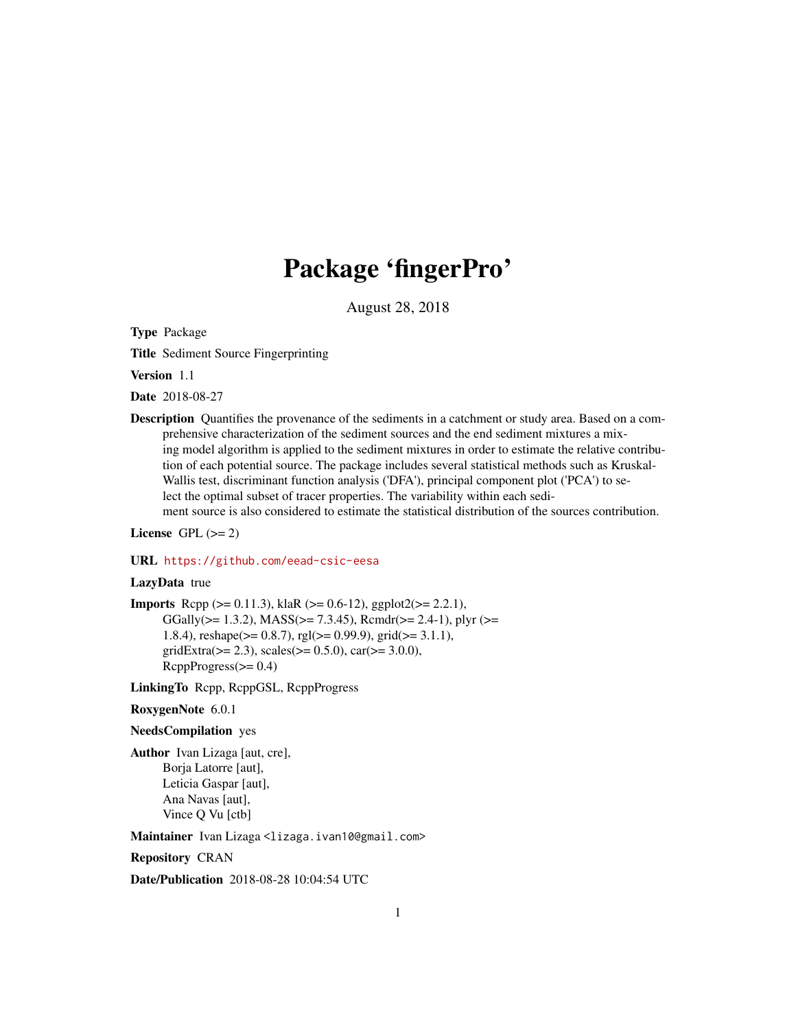# Package 'fingerPro'

August 28, 2018

**Type** Package

**Title** Sediment Source Fingerprinting

**Version** 1.1

**Date** 2018-08-27

**Description** Quantifies the provenance of the sediments in a catchment or study area. Based on a comprehensive characterization of the sediment sources and the end sediment mixtures a mixing model algorithm is applied to the sediment mixtures in order to estimate the relative contribution of each potential source. The package includes several statistical methods such as Kruskal-Wallis test, discriminant function analysis ('DFA'), principal component plot ('PCA') to select the optimal subset of tracer properties. The variability within each sediment source is also considered to estimate the statistical distribution of the sources contribution.

**License** GPL (>= 2)

**URL** https://github.com/eead-csic-eesa

**LazyData** true

**Imports** Rcpp (>= 0.11.3), klaR (>= 0.6-12), ggplot2(>= 2.2.1), GGally(>= 1.3.2), MASS(>= 7.3.45), Rcmdr(>= 2.4-1), plyr (>= 1.8.4), reshape(>= 0.8.7), rgl(>= 0.99.9), grid(>= 3.1.1), gridExtra(>= 2.3), scales(>= 0.5.0), car(>= 3.0.0), RcppProgress(>= 0.4)

**LinkingTo** Rcpp, RcppGSL, RcppProgress

**RoxygenNote** 6.0.1

**NeedsCompilation** yes

**Author** Ivan Lizaga [aut, cre], Borja Latorre [aut], Leticia Gaspar [aut], Ana Navas [aut], Vince Q Vu [ctb]

**Maintainer** Ivan Lizaga <lizaga.ivan10@gmail.com>

**Repository** CRAN

**Date/Publication** 2018-08-28 10:04:54 UTC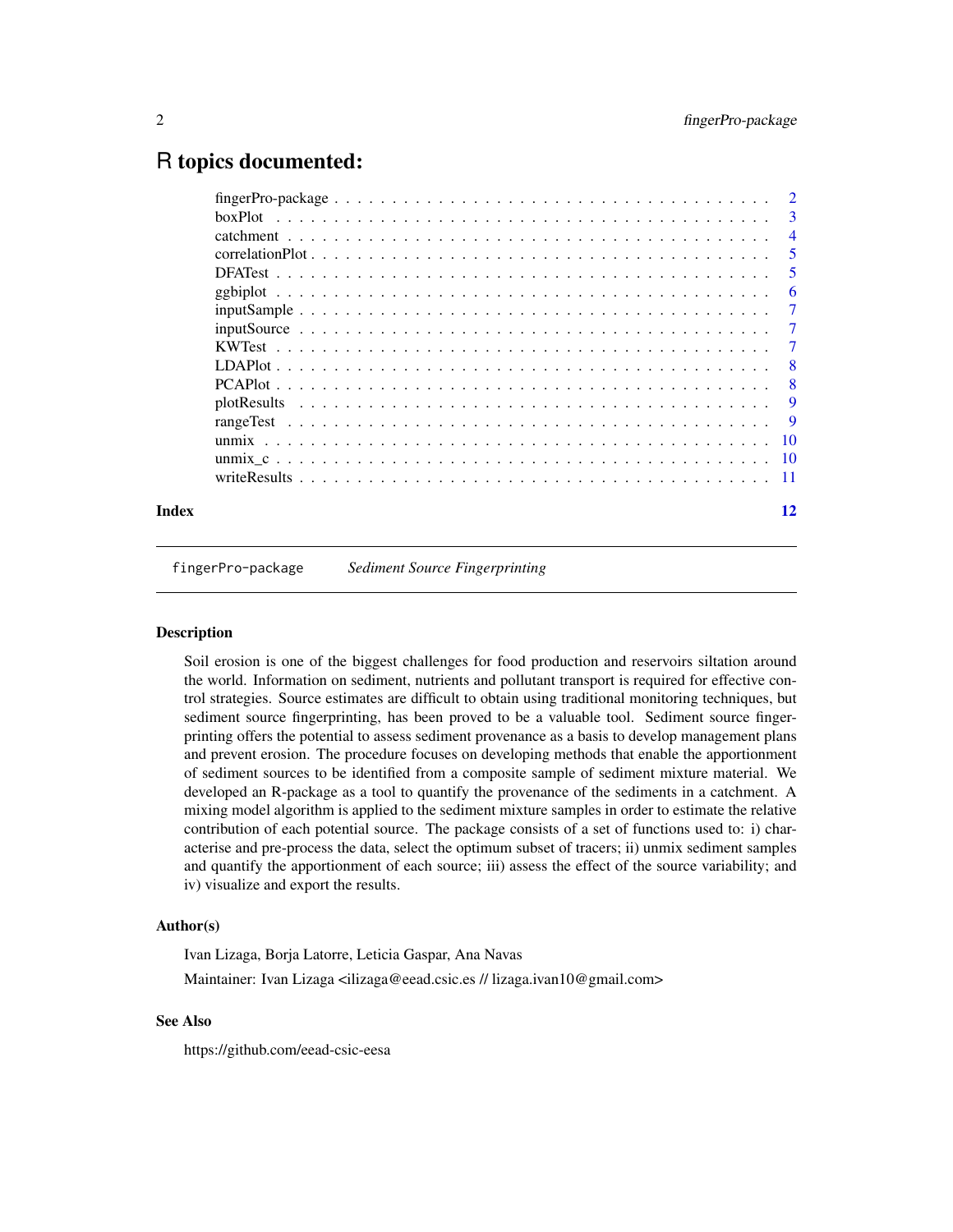# R topics documented:

- fingerPro-package . . . . . . . . . . 2
- boxPlot . . . . . . . . . . 3
- catchment . . . . . . . . . . 4
- correlationPlot . . . . . . . . . . 5
- DFATest . . . . . . . . . . 5
- ggbiplot . . . . . . . . . . 6
- inputSample . . . . . . . . . . 7
- inputSource . . . . . . . . . . 7
- KWTest . . . . . . . . . . 7
- LDAPlot . . . . . . . . . . 8
- PCAPlot . . . . . . . . . . 8
- plotResults . . . . . . . . . . 9
- rangeTest . . . . . . . . . . 9
- unmix . . . . . . . . . . 10
- unmix_c . . . . . . . . . . 10
- writeResults . . . . . . . . . . 11

**Index** 12

---

`fingerPro-package` *Sediment Source Fingerprinting*

---

### Description

Soil erosion is one of the biggest challenges for food production and reservoirs siltation around the world. Information on sediment, nutrients and pollutant transport is required for effective control strategies. Source estimates are difficult to obtain using traditional monitoring techniques, but sediment source fingerprinting, has been proved to be a valuable tool. Sediment source fingerprinting offers the potential to assess sediment provenance as a basis to develop management plans and prevent erosion. The procedure focuses on developing methods that enable the apportionment of sediment sources to be identified from a composite sample of sediment mixture material. We developed an R-package as a tool to quantify the provenance of the sediments in a catchment. A mixing model algorithm is applied to the sediment mixture samples in order to estimate the relative contribution of each potential source. The package consists of a set of functions used to: i) characterise and pre-process the data, select the optimum subset of tracers; ii) unmix sediment samples and quantify the apportionment of each source; iii) assess the effect of the source variability; and iv) visualize and export the results.

### Author(s)

Ivan Lizaga, Borja Latorre, Leticia Gaspar, Ana Navas

Maintainer: Ivan Lizaga <ilizaga@eead.csic.es // lizaga.ivan10@gmail.com>

### See Also

https://github.com/eead-csic-eesa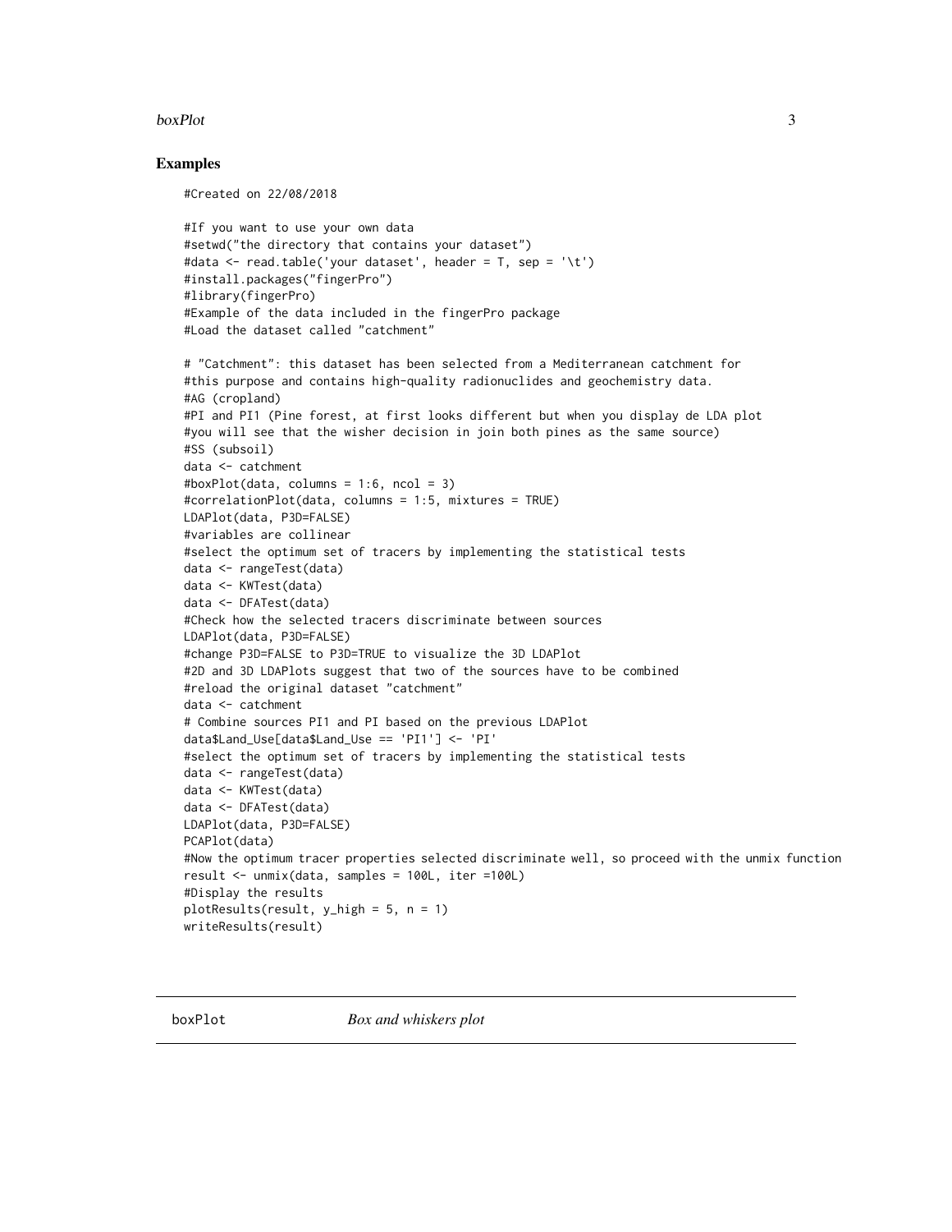## Examples

```
#Created on 22/08/2018

#If you want to use your own data
#setwd("the directory that contains your dataset")
#data <- read.table('your dataset', header = T, sep = '\t')
#install.packages("fingerPro")
#library(fingerPro)
#Example of the data included in the fingerPro package
#Load the dataset called "catchment"

# "Catchment": this dataset has been selected from a Mediterranean catchment for
#this purpose and contains high-quality radionuclides and geochemistry data.
#AG (cropland)
#PI and PI1 (Pine forest, at first looks different but when you display de LDA plot
#you will see that the wisher decision in join both pines as the same source)
#SS (subsoil)
data <- catchment
#boxPlot(data, columns = 1:6, ncol = 3)
#correlationPlot(data, columns = 1:5, mixtures = TRUE)
LDAPlot(data, P3D=FALSE)
#variables are collinear
#select the optimum set of tracers by implementing the statistical tests
data <- rangeTest(data)
data <- KWTest(data)
data <- DFATest(data)
#Check how the selected tracers discriminate between sources
LDAPlot(data, P3D=FALSE)
#change P3D=FALSE to P3D=TRUE to visualize the 3D LDAPlot
#2D and 3D LDAPlots suggest that two of the sources have to be combined
#reload the original dataset "catchment"
data <- catchment
# Combine sources PI1 and PI based on the previous LDAPlot
data$Land_Use[data$Land_Use == 'PI1'] <- 'PI'
#select the optimum set of tracers by implementing the statistical tests
data <- rangeTest(data)
data <- KWTest(data)
data <- DFATest(data)
LDAPlot(data, P3D=FALSE)
PCAPlot(data)
#Now the optimum tracer properties selected discriminate well, so proceed with the unmix function
result <- unmix(data, samples = 100L, iter =100L)
#Display the results
plotResults(result, y_high = 5, n = 1)
writeResults(result)
```

---

boxPlot *Box and whiskers plot*

---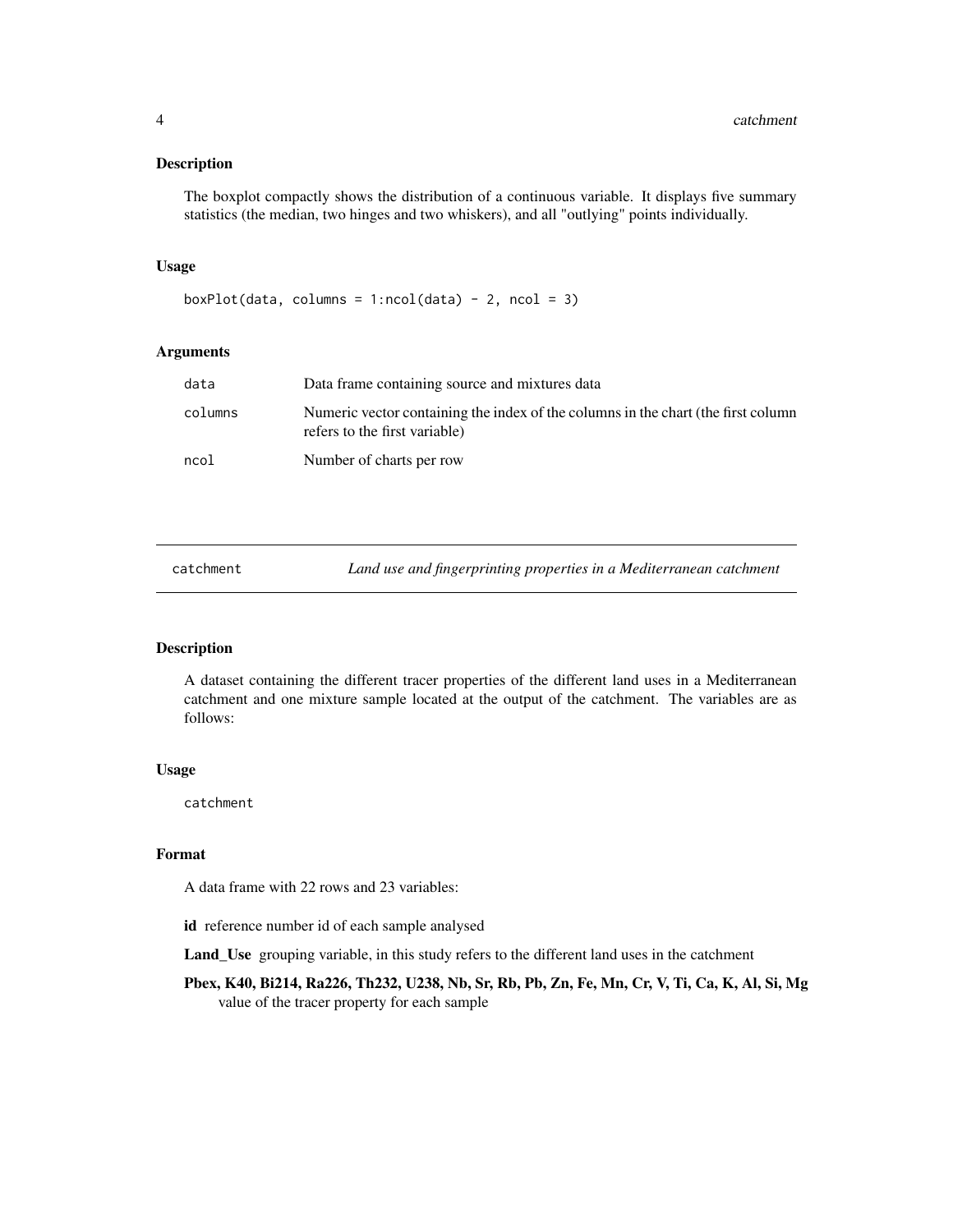### Description

The boxplot compactly shows the distribution of a continuous variable. It displays five summary statistics (the median, two hinges and two whiskers), and all "outlying" points individually.

### Usage

```
boxPlot(data, columns = 1:ncol(data) - 2, ncol = 3)
```

### Arguments

| | |
|---|---|
| data | Data frame containing source and mixtures data |
| columns | Numeric vector containing the index of the columns in the chart (the first column refers to the first variable) |
| ncol | Number of charts per row |

---

## catchment — *Land use and fingerprinting properties in a Mediterranean catchment*

---

### Description

A dataset containing the different tracer properties of the different land uses in a Mediterranean catchment and one mixture sample located at the output of the catchment. The variables are as follows:

### Usage

```
catchment
```

### Format

A data frame with 22 rows and 23 variables:

**id** reference number id of each sample analysed

**Land_Use** grouping variable, in this study refers to the different land uses in the catchment

**Pbex, K40, Bi214, Ra226, Th232, U238, Nb, Sr, Rb, Pb, Zn, Fe, Mn, Cr, V, Ti, Ca, K, Al, Si, Mg** value of the tracer property for each sample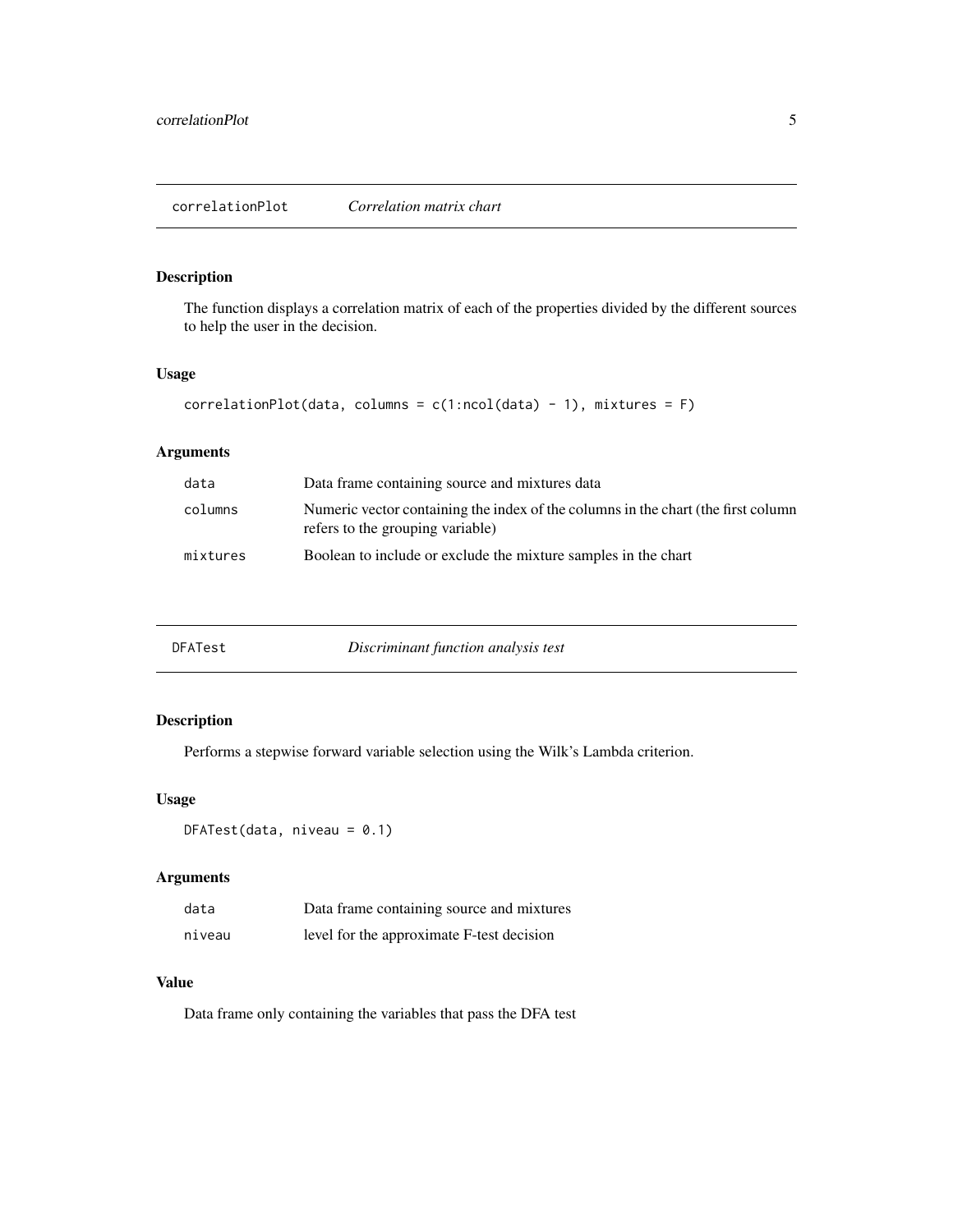## correlationPlot    *Correlation matrix chart*

### Description

The function displays a correlation matrix of each of the properties divided by the different sources to help the user in the decision.

### Usage

```
correlationPlot(data, columns = c(1:ncol(data) - 1), mixtures = F)
```

### Arguments

| | |
|---|---|
| `data` | Data frame containing source and mixtures data |
| `columns` | Numeric vector containing the index of the columns in the chart (the first column refers to the grouping variable) |
| `mixtures` | Boolean to include or exclude the mixture samples in the chart |

## DFATest    *Discriminant function analysis test*

### Description

Performs a stepwise forward variable selection using the Wilk's Lambda criterion.

### Usage

```
DFATest(data, niveau = 0.1)
```

### Arguments

| | |
|---|---|
| `data` | Data frame containing source and mixtures |
| `niveau` | level for the approximate F-test decision |

### Value

Data frame only containing the variables that pass the DFA test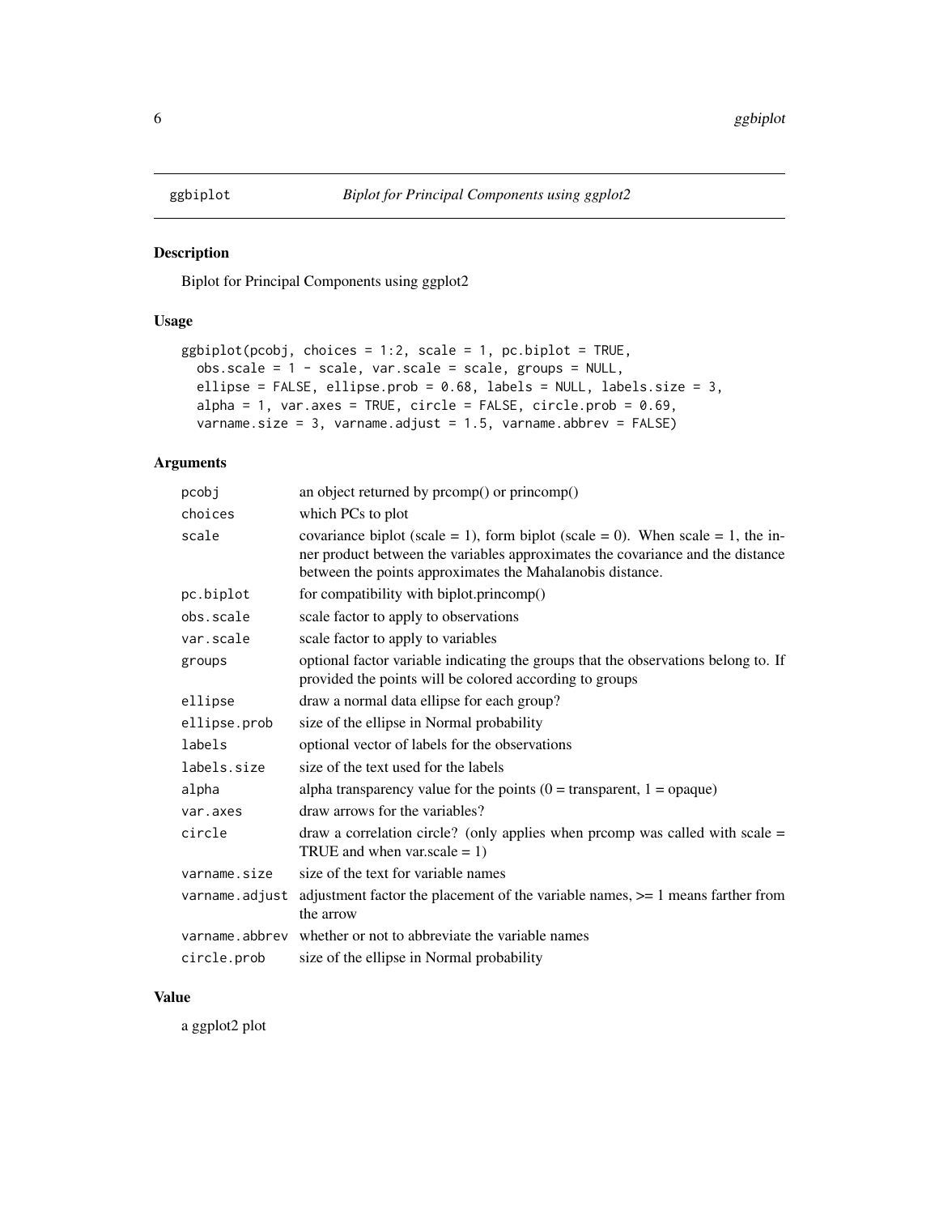# ggbiplot — *Biplot for Principal Components using ggplot2*

## Description

Biplot for Principal Components using ggplot2

## Usage

```
ggbiplot(pcobj, choices = 1:2, scale = 1, pc.biplot = TRUE,
  obs.scale = 1 - scale, var.scale = scale, groups = NULL,
  ellipse = FALSE, ellipse.prob = 0.68, labels = NULL, labels.size = 3,
  alpha = 1, var.axes = TRUE, circle = FALSE, circle.prob = 0.69,
  varname.size = 3, varname.adjust = 1.5, varname.abbrev = FALSE)
```

## Arguments

| Argument | Description |
|---|---|
| `pcobj` | an object returned by prcomp() or princomp() |
| `choices` | which PCs to plot |
| `scale` | covariance biplot (scale = 1), form biplot (scale = 0). When scale = 1, the inner product between the variables approximates the covariance and the distance between the points approximates the Mahalanobis distance. |
| `pc.biplot` | for compatibility with biplot.princomp() |
| `obs.scale` | scale factor to apply to observations |
| `var.scale` | scale factor to apply to variables |
| `groups` | optional factor variable indicating the groups that the observations belong to. If provided the points will be colored according to groups |
| `ellipse` | draw a normal data ellipse for each group? |
| `ellipse.prob` | size of the ellipse in Normal probability |
| `labels` | optional vector of labels for the observations |
| `labels.size` | size of the text used for the labels |
| `alpha` | alpha transparency value for the points (0 = transparent, 1 = opaque) |
| `var.axes` | draw arrows for the variables? |
| `circle` | draw a correlation circle? (only applies when prcomp was called with scale = TRUE and when var.scale = 1) |
| `varname.size` | size of the text for variable names |
| `varname.adjust` | adjustment factor the placement of the variable names, >= 1 means farther from the arrow |
| `varname.abbrev` | whether or not to abbreviate the variable names |
| `circle.prob` | size of the ellipse in Normal probability |

## Value

a ggplot2 plot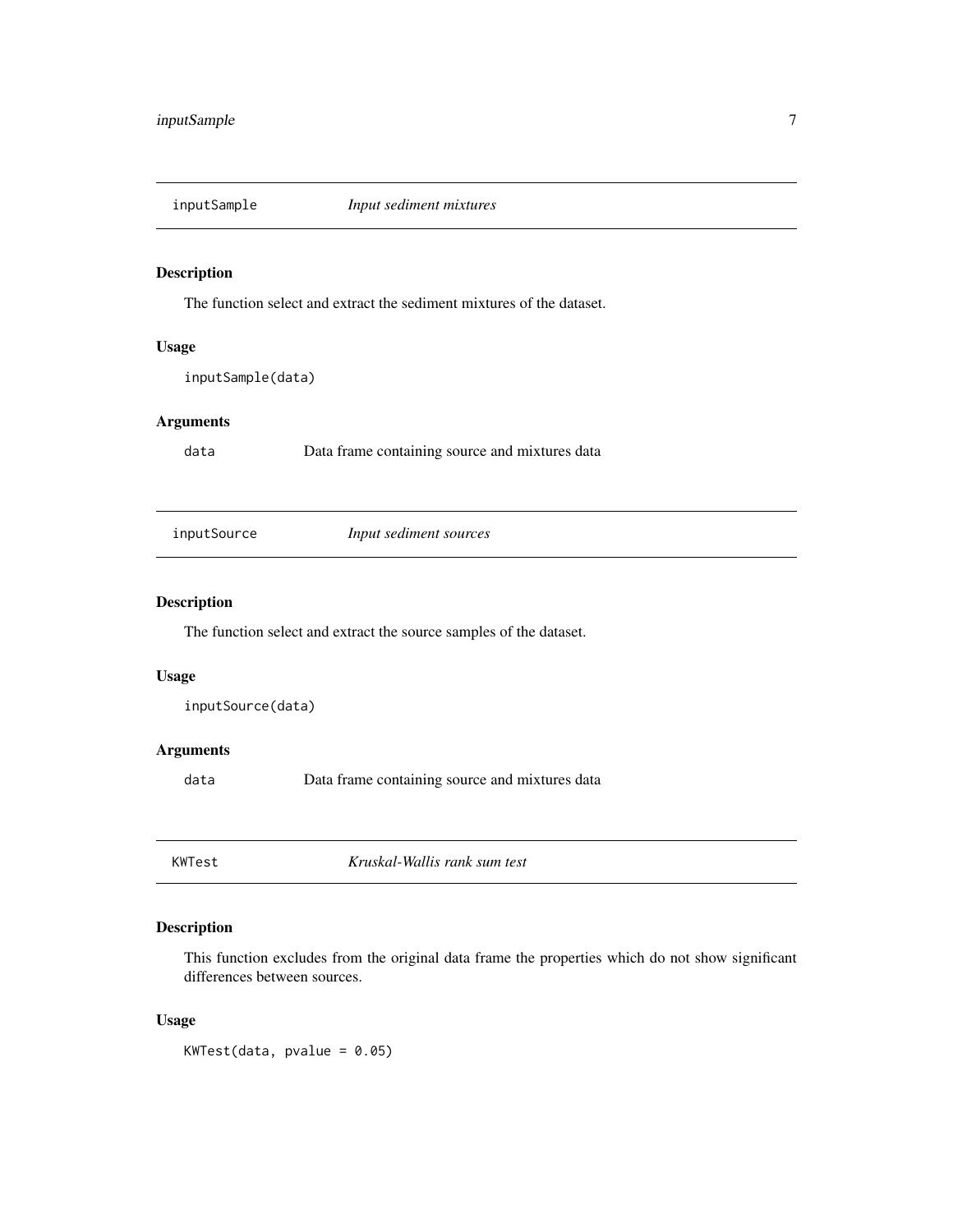## inputSample — *Input sediment mixtures*

### Description

The function select and extract the sediment mixtures of the dataset.

### Usage

```
inputSample(data)
```

### Arguments

| | |
|---|---|
| data | Data frame containing source and mixtures data |

## inputSource — *Input sediment sources*

### Description

The function select and extract the source samples of the dataset.

### Usage

```
inputSource(data)
```

### Arguments

| | |
|---|---|
| data | Data frame containing source and mixtures data |

## KWTest — *Kruskal-Wallis rank sum test*

### Description

This function excludes from the original data frame the properties which do not show significant differences between sources.

### Usage

```
KWTest(data, pvalue = 0.05)
```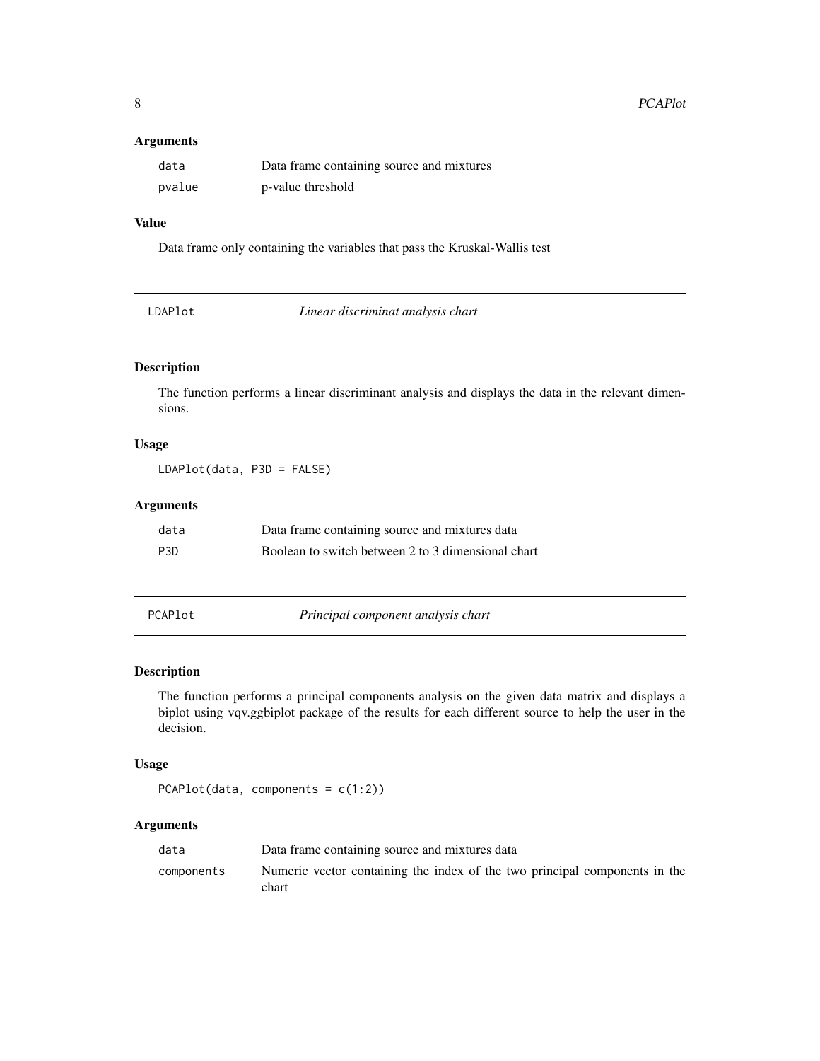### Arguments

| | |
|---|---|
| `data` | Data frame containing source and mixtures |
| `pvalue` | p-value threshold |

### Value

Data frame only containing the variables that pass the Kruskal-Wallis test

## LDAPlot — *Linear discriminat analysis chart*

### Description

The function performs a linear discriminant analysis and displays the data in the relevant dimensions.

### Usage

```
LDAPlot(data, P3D = FALSE)
```

### Arguments

| | |
|---|---|
| `data` | Data frame containing source and mixtures data |
| `P3D` | Boolean to switch between 2 to 3 dimensional chart |

## PCAPlot — *Principal component analysis chart*

### Description

The function performs a principal components analysis on the given data matrix and displays a biplot using vqv.ggbiplot package of the results for each different source to help the user in the decision.

### Usage

```
PCAPlot(data, components = c(1:2))
```

### Arguments

| | |
|---|---|
| `data` | Data frame containing source and mixtures data |
| `components` | Numeric vector containing the index of the two principal components in the chart |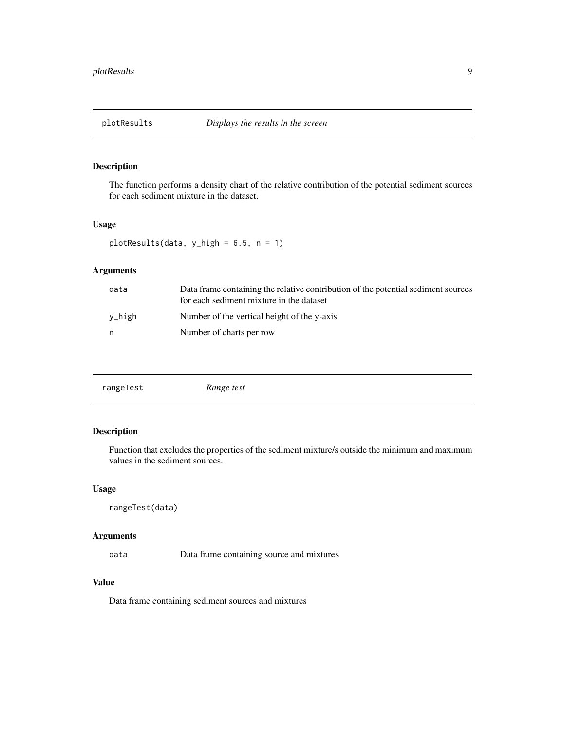## plotResults — *Displays the results in the screen*

### Description

The function performs a density chart of the relative contribution of the potential sediment sources for each sediment mixture in the dataset.

### Usage

```
plotResults(data, y_high = 6.5, n = 1)
```

### Arguments

| | |
|---|---|
| data | Data frame containing the relative contribution of the potential sediment sources for each sediment mixture in the dataset |
| y_high | Number of the vertical height of the y-axis |
| n | Number of charts per row |

## rangeTest — *Range test*

### Description

Function that excludes the properties of the sediment mixture/s outside the minimum and maximum values in the sediment sources.

### Usage

```
rangeTest(data)
```

### Arguments

| | |
|---|---|
| data | Data frame containing source and mixtures |

### Value

Data frame containing sediment sources and mixtures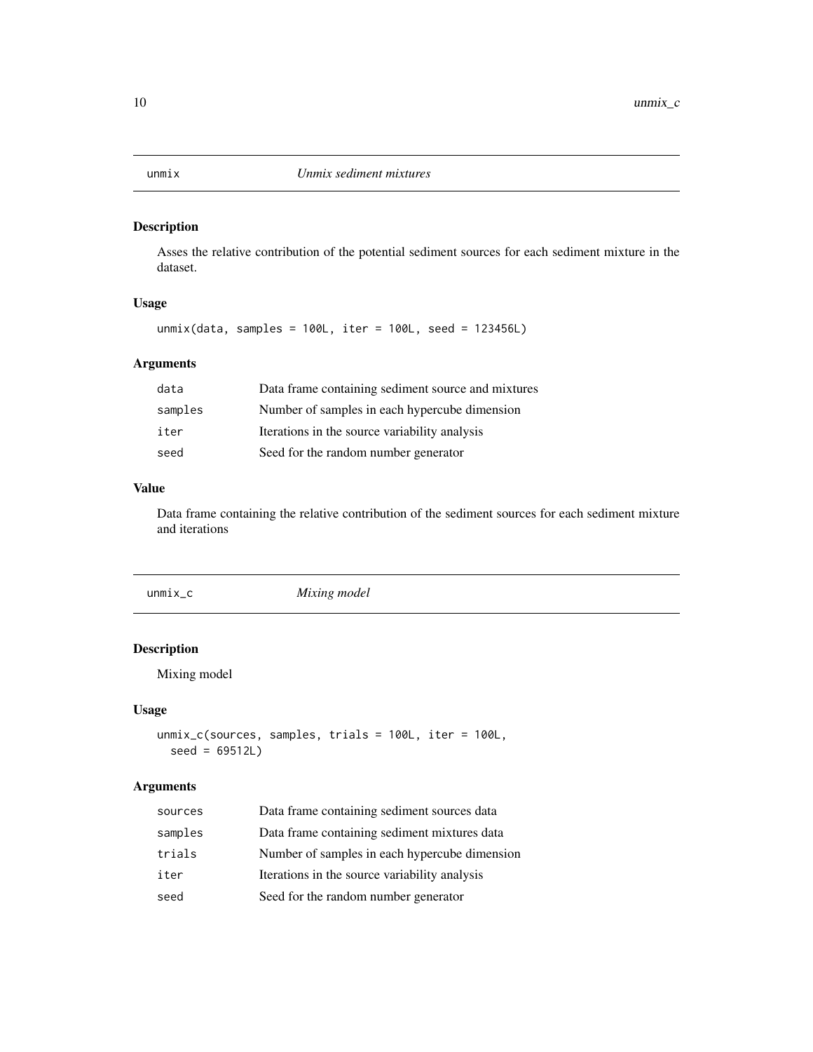## unmix — *Unmix sediment mixtures*

### Description

Asses the relative contribution of the potential sediment sources for each sediment mixture in the dataset.

### Usage

```
unmix(data, samples = 100L, iter = 100L, seed = 123456L)
```

### Arguments

| | |
|---|---|
| data | Data frame containing sediment source and mixtures |
| samples | Number of samples in each hypercube dimension |
| iter | Iterations in the source variability analysis |
| seed | Seed for the random number generator |

### Value

Data frame containing the relative contribution of the sediment sources for each sediment mixture and iterations

## unmix_c — *Mixing model*

### Description

Mixing model

### Usage

```
unmix_c(sources, samples, trials = 100L, iter = 100L,
  seed = 69512L)
```

### Arguments

| | |
|---|---|
| sources | Data frame containing sediment sources data |
| samples | Data frame containing sediment mixtures data |
| trials | Number of samples in each hypercube dimension |
| iter | Iterations in the source variability analysis |
| seed | Seed for the random number generator |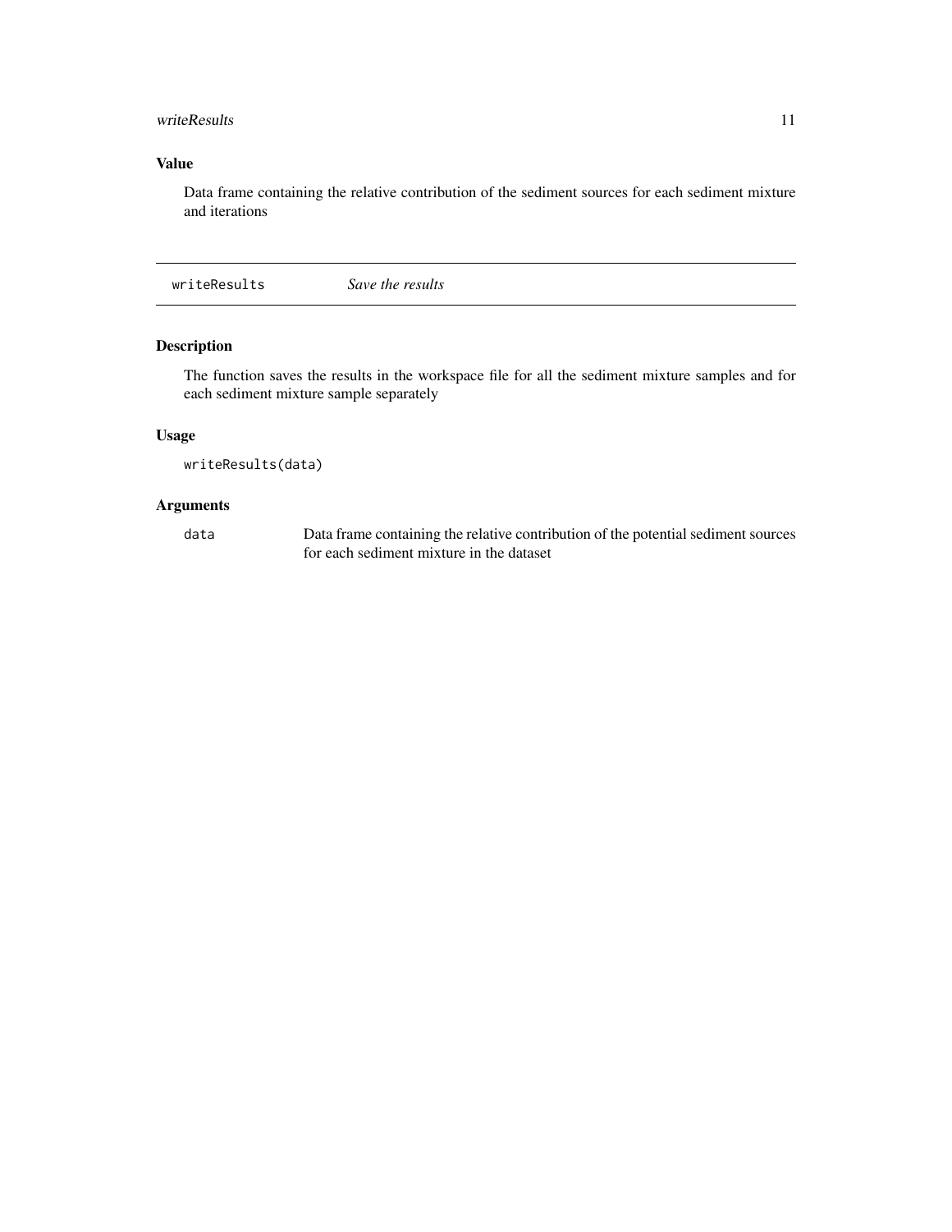### Value

Data frame containing the relative contribution of the sediment sources for each sediment mixture and iterations

---

## writeResults *Save the results*

---

### Description

The function saves the results in the workspace file for all the sediment mixture samples and for each sediment mixture sample separately

### Usage

```
writeResults(data)
```

### Arguments

| | |
|---|---|
| data | Data frame containing the relative contribution of the potential sediment sources for each sediment mixture in the dataset |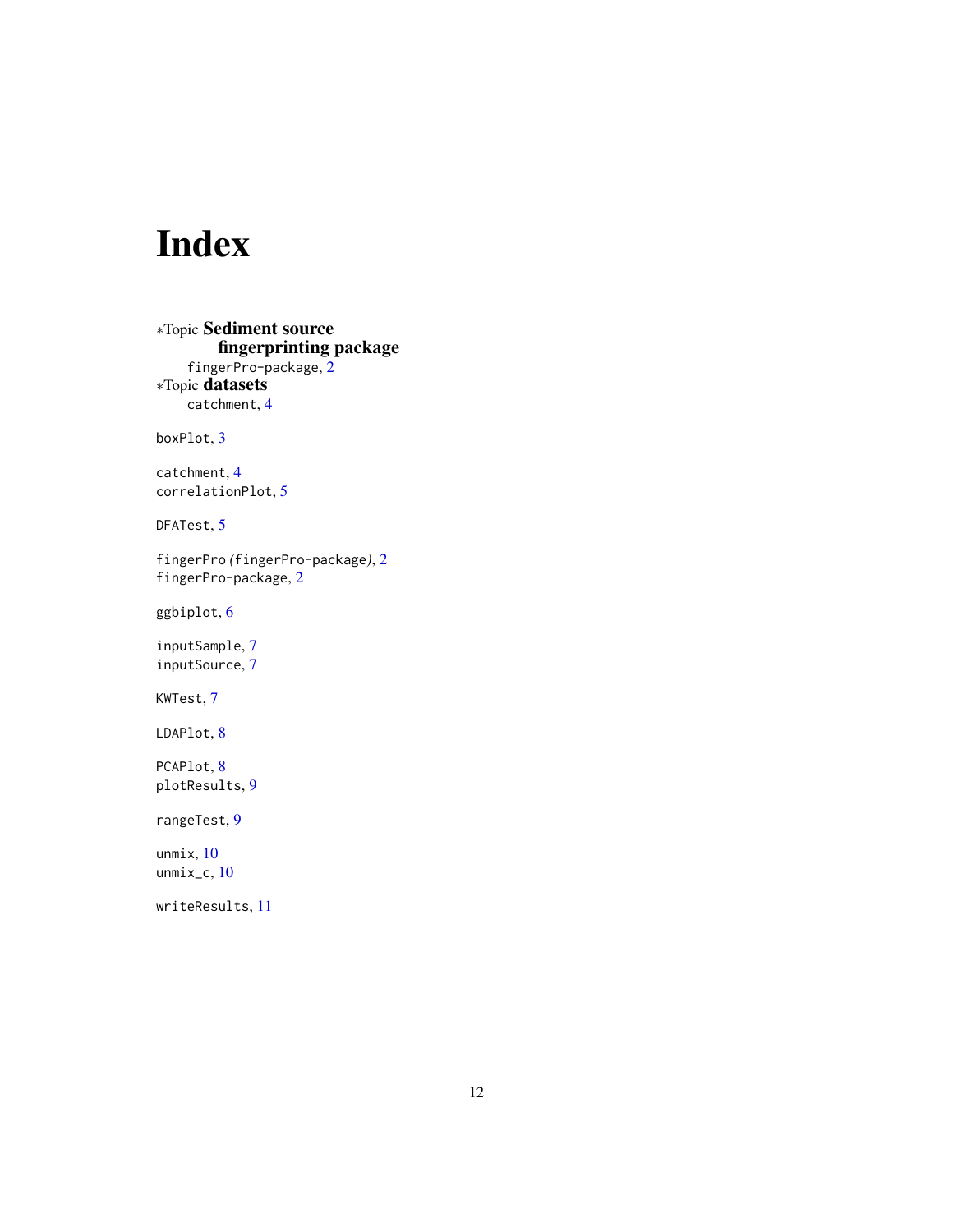# Index

*Topic **Sediment source fingerprinting package**
  fingerPro-package, 2
*Topic **datasets**
  catchment, 4

boxPlot, 3

catchment, 4
correlationPlot, 5

DFATest, 5

fingerPro (fingerPro-package), 2
fingerPro-package, 2

ggbiplot, 6

inputSample, 7
inputSource, 7

KWTest, 7

LDAPlot, 8

PCAPlot, 8
plotResults, 9

rangeTest, 9

unmix, 10
unmix_c, 10

writeResults, 11